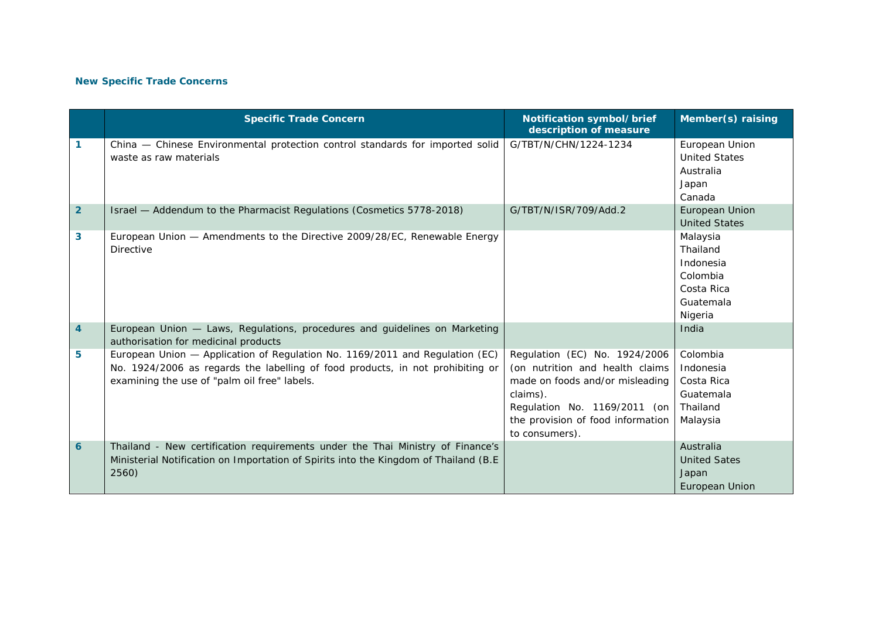**New Specific Trade Concerns**

| | Specific Trade Concern | Notification symbol/ brief description of measure | Member(s) raising |
|---|---|---|---|
| 1 | China — Chinese Environmental protection control standards for imported solid waste as raw materials | G/TBT/N/CHN/1224-1234 | European Union<br>United States<br>Australia<br>Japan<br>Canada |
| 2 | Israel — Addendum to the Pharmacist Regulations (Cosmetics 5778-2018) | G/TBT/N/ISR/709/Add.2 | European Union<br>United States |
| 3 | European Union — Amendments to the Directive 2009/28/EC, Renewable Energy Directive | | Malaysia<br>Thailand<br>Indonesia<br>Colombia<br>Costa Rica<br>Guatemala<br>Nigeria |
| 4 | European Union — Laws, Regulations, procedures and guidelines on Marketing authorisation for medicinal products | | India |
| 5 | European Union — Application of Regulation No. 1169/2011 and Regulation (EC) No. 1924/2006 as regards the labelling of food products, in not prohibiting or examining the use of "palm oil free" labels. | Regulation (EC) No. 1924/2006 (on nutrition and health claims made on foods and/or misleading claims).<br>Regulation No. 1169/2011 (on the provision of food information to consumers). | Colombia<br>Indonesia<br>Costa Rica<br>Guatemala<br>Thailand<br>Malaysia |
| 6 | Thailand - New certification requirements under the Thai Ministry of Finance's Ministerial Notification on Importation of Spirits into the Kingdom of Thailand (B.E 2560) | | Australia<br>United Sates<br>Japan<br>European Union |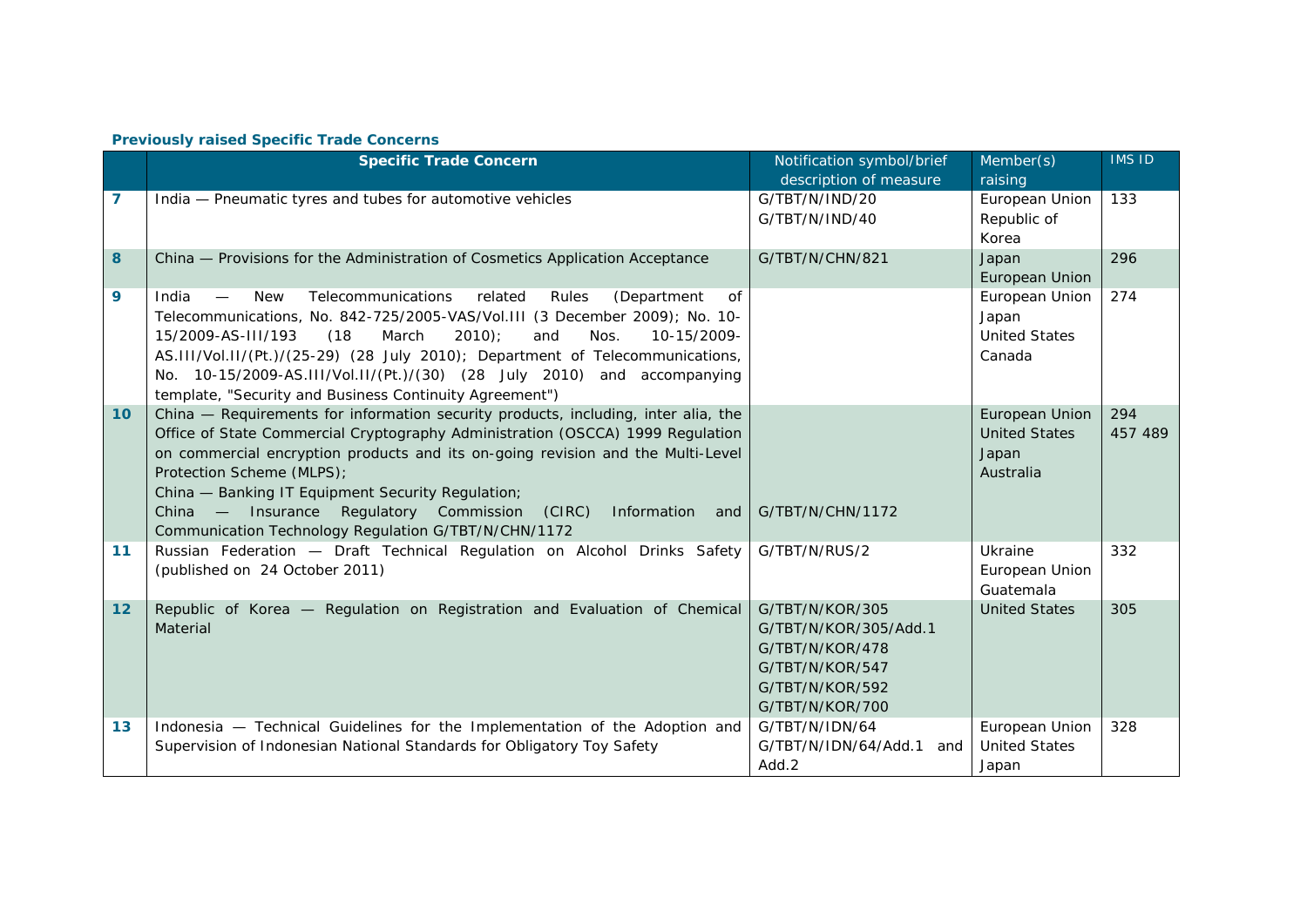**Previously raised Specific Trade Concerns**

| | Specific Trade Concern | Notification symbol/brief description of measure | Member(s) raising | IMS ID |
|---|---|---|---|---|
| 7 | India — Pneumatic tyres and tubes for automotive vehicles | G/TBT/N/IND/20<br>G/TBT/N/IND/40 | European Union<br>Republic of Korea | 133 |
| 8 | China — Provisions for the Administration of Cosmetics Application Acceptance | G/TBT/N/CHN/821 | Japan<br>European Union | 296 |
| 9 | India — New Telecommunications related Rules (Department of Telecommunications, No. 842-725/2005-VAS/Vol.III (3 December 2009); No. 10-15/2009-AS-III/193 (18 March 2010); and Nos. 10-15/2009-AS.III/Vol.II/(Pt.)/(25-29) (28 July 2010); Department of Telecommunications, No. 10-15/2009-AS.III/Vol.II/(Pt.)/(30) (28 July 2010) and accompanying template, "Security and Business Continuity Agreement") | | European Union<br>Japan<br>United States<br>Canada | 274 |
| 10 | China — Requirements for information security products, including, inter alia, the Office of State Commercial Cryptography Administration (OSCCA) 1999 Regulation on commercial encryption products and its on-going revision and the Multi-Level Protection Scheme (MLPS);<br>China — Banking IT Equipment Security Regulation;<br>China — Insurance Regulatory Commission (CIRC) Information and Communication Technology Regulation G/TBT/N/CHN/1172 | G/TBT/N/CHN/1172 | European Union<br>United States<br>Japan<br>Australia | 294<br>457 489 |
| 11 | Russian Federation — Draft Technical Regulation on Alcohol Drinks Safety (published on 24 October 2011) | G/TBT/N/RUS/2 | Ukraine<br>European Union<br>Guatemala | 332 |
| 12 | Republic of Korea — Regulation on Registration and Evaluation of Chemical Material | G/TBT/N/KOR/305<br>G/TBT/N/KOR/305/Add.1<br>G/TBT/N/KOR/478<br>G/TBT/N/KOR/547<br>G/TBT/N/KOR/592<br>G/TBT/N/KOR/700 | United States | 305 |
| 13 | Indonesia — Technical Guidelines for the Implementation of the Adoption and Supervision of Indonesian National Standards for Obligatory Toy Safety | G/TBT/N/IDN/64<br>G/TBT/N/IDN/64/Add.1 and Add.2 | European Union<br>United States<br>Japan | 328 |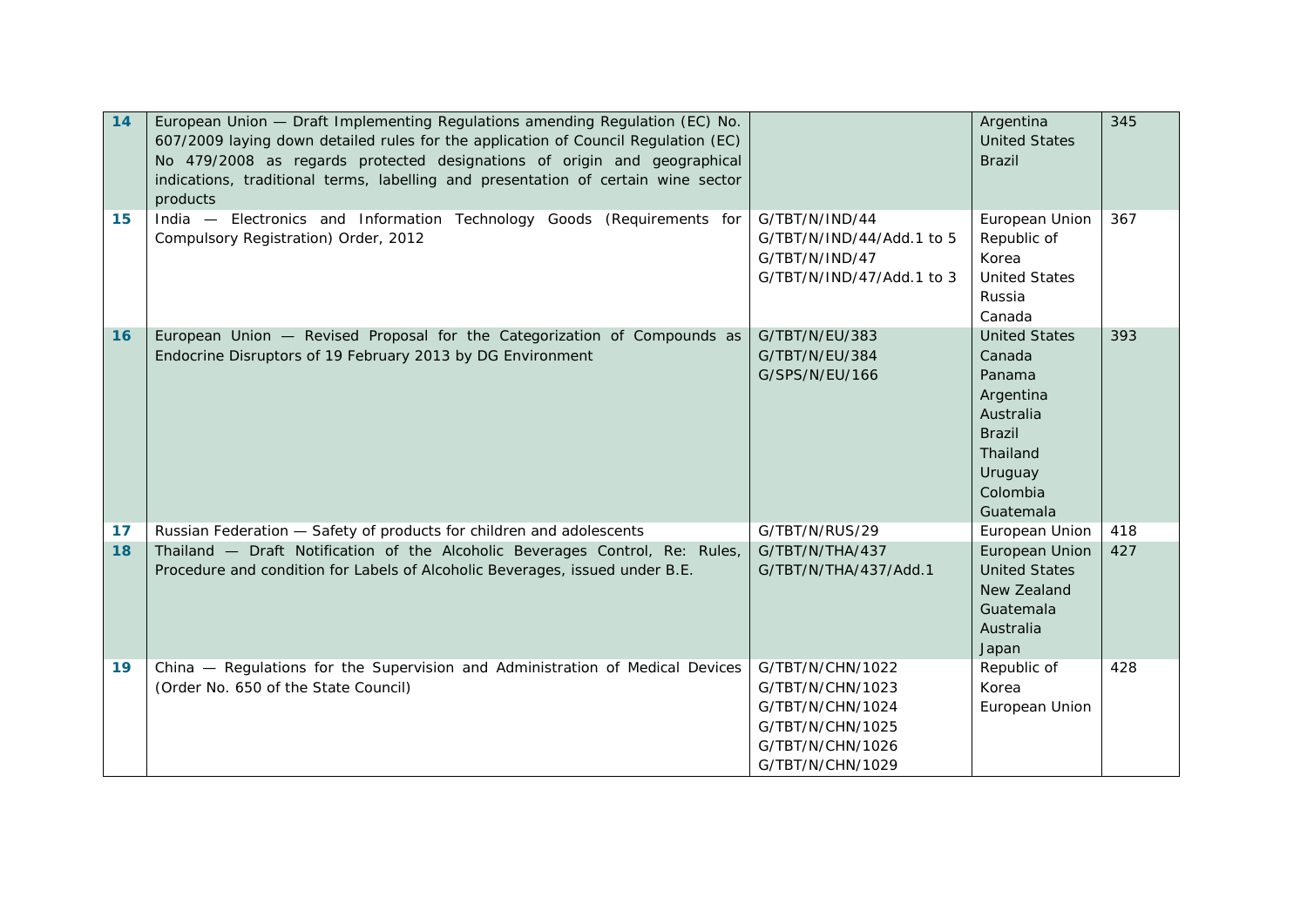| | | | | |
|---|---|---|---|---|
| **14** | European Union — Draft Implementing Regulations amending Regulation (EC) No. 607/2009 laying down detailed rules for the application of Council Regulation (EC) No 479/2008 as regards protected designations of origin and geographical indications, traditional terms, labelling and presentation of certain wine sector products | | Argentina<br>United States<br>Brazil | 345 |
| **15** | India — Electronics and Information Technology Goods (Requirements for Compulsory Registration) Order, 2012 | G/TBT/N/IND/44<br>G/TBT/N/IND/44/Add.1 to 5<br>G/TBT/N/IND/47<br>G/TBT/N/IND/47/Add.1 to 3 | European Union<br>Republic of Korea<br>United States<br>Russia<br>Canada | 367 |
| **16** | European Union — Revised Proposal for the Categorization of Compounds as Endocrine Disruptors of 19 February 2013 by DG Environment | G/TBT/N/EU/383<br>G/TBT/N/EU/384<br>G/SPS/N/EU/166 | United States<br>Canada<br>Panama<br>Argentina<br>Australia<br>Brazil<br>Thailand<br>Uruguay<br>Colombia<br>Guatemala | 393 |
| **17** | Russian Federation — Safety of products for children and adolescents | G/TBT/N/RUS/29 | European Union | 418 |
| **18** | Thailand — Draft Notification of the Alcoholic Beverages Control, Re: Rules, Procedure and condition for Labels of Alcoholic Beverages, issued under B.E. | G/TBT/N/THA/437<br>G/TBT/N/THA/437/Add.1 | European Union<br>United States<br>New Zealand<br>Guatemala<br>Australia<br>Japan | 427 |
| **19** | China — Regulations for the Supervision and Administration of Medical Devices (Order No. 650 of the State Council) | G/TBT/N/CHN/1022<br>G/TBT/N/CHN/1023<br>G/TBT/N/CHN/1024<br>G/TBT/N/CHN/1025<br>G/TBT/N/CHN/1026<br>G/TBT/N/CHN/1029 | Republic of Korea<br>European Union | 428 |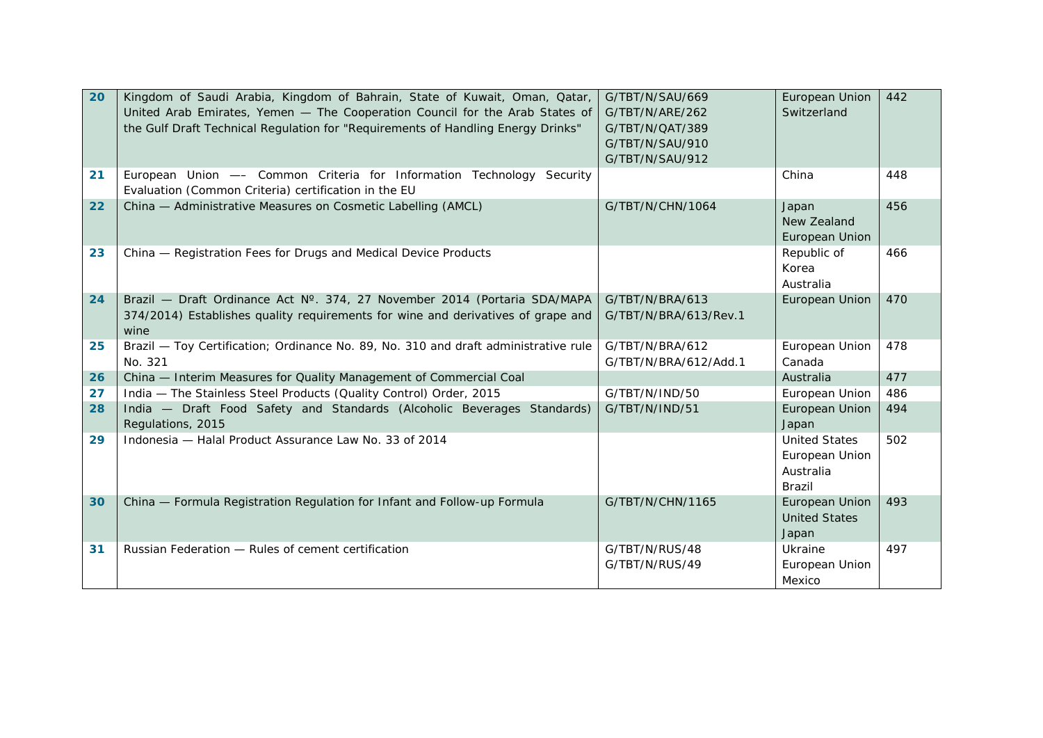| | | | | |
|---|---|---|---|---|
| **20** | Kingdom of Saudi Arabia, Kingdom of Bahrain, State of Kuwait, Oman, Qatar, United Arab Emirates, Yemen — The Cooperation Council for the Arab States of the Gulf Draft Technical Regulation for "Requirements of Handling Energy Drinks" | G/TBT/N/SAU/669<br>G/TBT/N/ARE/262<br>G/TBT/N/QAT/389<br>G/TBT/N/SAU/910<br>G/TBT/N/SAU/912 | European Union<br>Switzerland | 442 |
| **21** | European Union —– Common Criteria for Information Technology Security Evaluation (Common Criteria) certification in the EU | | China | 448 |
| **22** | China — Administrative Measures on Cosmetic Labelling (AMCL) | G/TBT/N/CHN/1064 | Japan<br>New Zealand<br>European Union | 456 |
| **23** | China — Registration Fees for Drugs and Medical Device Products | | Republic of Korea<br>Australia | 466 |
| **24** | Brazil — Draft Ordinance Act Nº. 374, 27 November 2014 (Portaria SDA/MAPA 374/2014) Establishes quality requirements for wine and derivatives of grape and wine | G/TBT/N/BRA/613<br>G/TBT/N/BRA/613/Rev.1 | European Union | 470 |
| **25** | Brazil — Toy Certification; Ordinance No. 89, No. 310 and draft administrative rule No. 321 | G/TBT/N/BRA/612<br>G/TBT/N/BRA/612/Add.1 | European Union<br>Canada | 478 |
| **26** | China — Interim Measures for Quality Management of Commercial Coal | | Australia | 477 |
| **27** | India — The Stainless Steel Products (Quality Control) Order, 2015 | G/TBT/N/IND/50 | European Union | 486 |
| **28** | India — Draft Food Safety and Standards (Alcoholic Beverages Standards) Regulations, 2015 | G/TBT/N/IND/51 | European Union<br>Japan | 494 |
| **29** | Indonesia — Halal Product Assurance Law No. 33 of 2014 | | United States<br>European Union<br>Australia<br>Brazil | 502 |
| **30** | China — Formula Registration Regulation for Infant and Follow-up Formula | G/TBT/N/CHN/1165 | European Union<br>United States<br>Japan | 493 |
| **31** | Russian Federation — Rules of cement certification | G/TBT/N/RUS/48<br>G/TBT/N/RUS/49 | Ukraine<br>European Union<br>Mexico | 497 |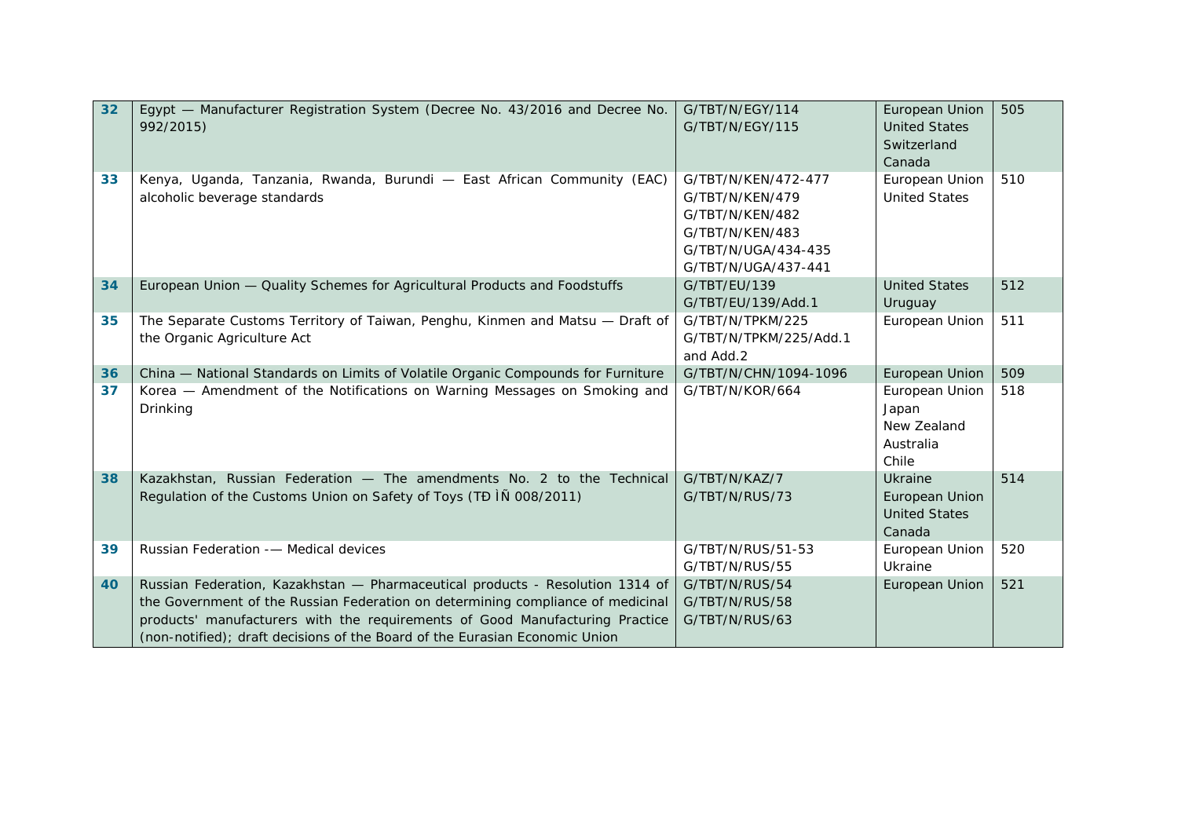| 32 | Egypt — Manufacturer Registration System (Decree No. 43/2016 and Decree No. 992/2015) | G/TBT/N/EGY/114<br>G/TBT/N/EGY/115 | European Union<br>United States<br>Switzerland<br>Canada | 505 |
|---|---|---|---|---|
| 33 | Kenya, Uganda, Tanzania, Rwanda, Burundi — East African Community (EAC) alcoholic beverage standards | G/TBT/N/KEN/472-477<br>G/TBT/N/KEN/479<br>G/TBT/N/KEN/482<br>G/TBT/N/KEN/483<br>G/TBT/N/UGA/434-435<br>G/TBT/N/UGA/437-441 | European Union<br>United States | 510 |
| 34 | European Union — Quality Schemes for Agricultural Products and Foodstuffs | G/TBT/EU/139<br>G/TBT/EU/139/Add.1 | United States<br>Uruguay | 512 |
| 35 | The Separate Customs Territory of Taiwan, Penghu, Kinmen and Matsu — Draft of the Organic Agriculture Act | G/TBT/N/TPKM/225<br>G/TBT/N/TPKM/225/Add.1 and Add.2 | European Union | 511 |
| 36 | China — National Standards on Limits of Volatile Organic Compounds for Furniture | G/TBT/N/CHN/1094-1096 | European Union | 509 |
| 37 | Korea — Amendment of the Notifications on Warning Messages on Smoking and Drinking | G/TBT/N/KOR/664 | European Union<br>Japan<br>New Zealand<br>Australia<br>Chile | 518 |
| 38 | Kazakhstan, Russian Federation — The amendments No. 2 to the Technical Regulation of the Customs Union on Safety of Toys (ТÐ ÌÑ 008/2011) | G/TBT/N/KAZ/7<br>G/TBT/N/RUS/73 | Ukraine<br>European Union<br>United States<br>Canada | 514 |
| 39 | Russian Federation -— Medical devices | G/TBT/N/RUS/51-53<br>G/TBT/N/RUS/55 | European Union<br>Ukraine | 520 |
| 40 | Russian Federation, Kazakhstan — Pharmaceutical products - Resolution 1314 of the Government of the Russian Federation on determining compliance of medicinal products' manufacturers with the requirements of Good Manufacturing Practice (non-notified); draft decisions of the Board of the Eurasian Economic Union | G/TBT/N/RUS/54<br>G/TBT/N/RUS/58<br>G/TBT/N/RUS/63 | European Union | 521 |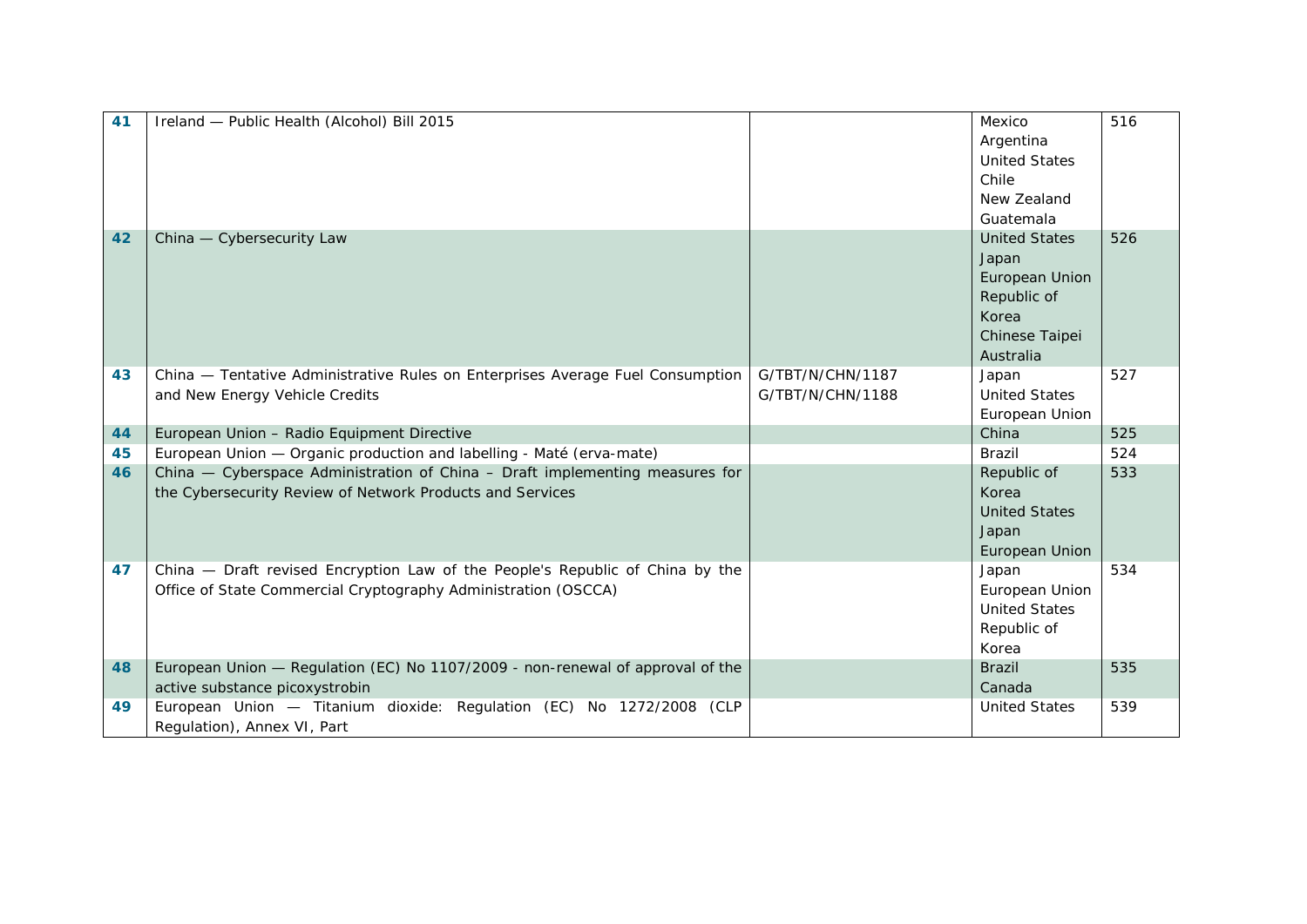| | | | | |
|---|---|---|---|---|
| **41** | Ireland — Public Health (Alcohol) Bill 2015 | | Mexico<br>Argentina<br>United States<br>Chile<br>New Zealand<br>Guatemala | 516 |
| **42** | China — Cybersecurity Law | | United States<br>Japan<br>European Union<br>Republic of Korea<br>Chinese Taipei<br>Australia | 526 |
| **43** | China — Tentative Administrative Rules on Enterprises Average Fuel Consumption and New Energy Vehicle Credits | G/TBT/N/CHN/1187<br>G/TBT/N/CHN/1188 | Japan<br>United States<br>European Union | 527 |
| **44** | European Union – Radio Equipment Directive | | China | 525 |
| **45** | European Union — Organic production and labelling - Maté (erva-mate) | | Brazil | 524 |
| **46** | China — Cyberspace Administration of China – Draft implementing measures for the Cybersecurity Review of Network Products and Services | | Republic of Korea<br>United States<br>Japan<br>European Union | 533 |
| **47** | China — Draft revised Encryption Law of the People's Republic of China by the Office of State Commercial Cryptography Administration (OSCCA) | | Japan<br>European Union<br>United States<br>Republic of Korea | 534 |
| **48** | European Union — Regulation (EC) No 1107/2009 - non-renewal of approval of the active substance picoxystrobin | | Brazil<br>Canada | 535 |
| **49** | European Union — Titanium dioxide: Regulation (EC) No 1272/2008 (CLP Regulation), Annex VI, Part | | United States | 539 |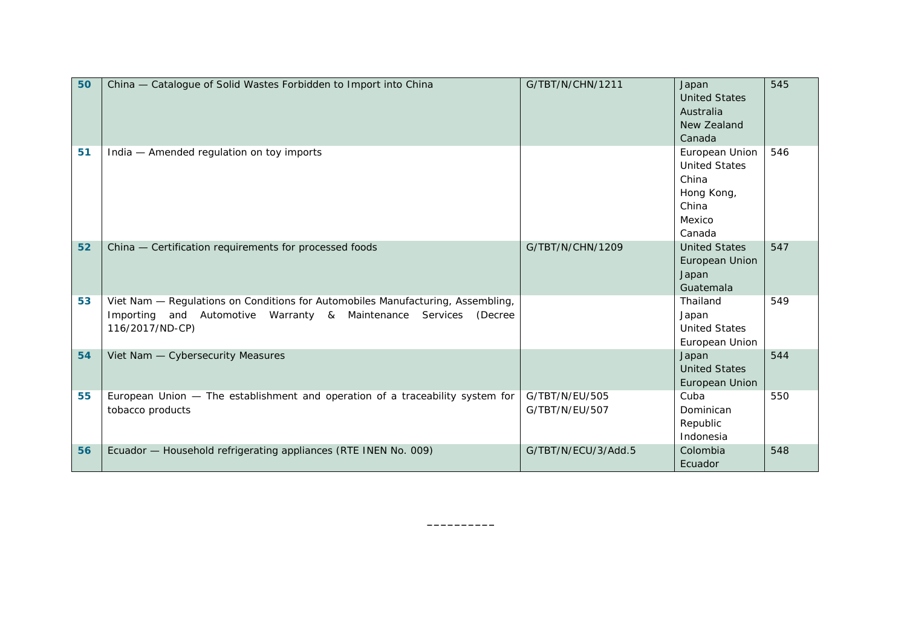| | | | | |
|---|---|---|---|---|
| **50** | China — Catalogue of Solid Wastes Forbidden to Import into China | G/TBT/N/CHN/1211 | Japan<br>United States<br>Australia<br>New Zealand<br>Canada | 545 |
| **51** | India — Amended regulation on toy imports | | European Union<br>United States<br>China<br>Hong Kong, China<br>Mexico<br>Canada | 546 |
| **52** | China — Certification requirements for processed foods | G/TBT/N/CHN/1209 | United States<br>European Union<br>Japan<br>Guatemala | 547 |
| **53** | Viet Nam — Regulations on Conditions for Automobiles Manufacturing, Assembling, Importing and Automotive Warranty & Maintenance Services (Decree 116/2017/ND-CP) | | Thailand<br>Japan<br>United States<br>European Union | 549 |
| **54** | Viet Nam — Cybersecurity Measures | | Japan<br>United States<br>European Union | 544 |
| **55** | European Union — The establishment and operation of a traceability system for tobacco products | G/TBT/N/EU/505<br>G/TBT/N/EU/507 | Cuba<br>Dominican Republic<br>Indonesia | 550 |
| **56** | Ecuador — Household refrigerating appliances (RTE INEN No. 009) | G/TBT/N/ECU/3/Add.5 | Colombia<br>Ecuador | 548 |

__________